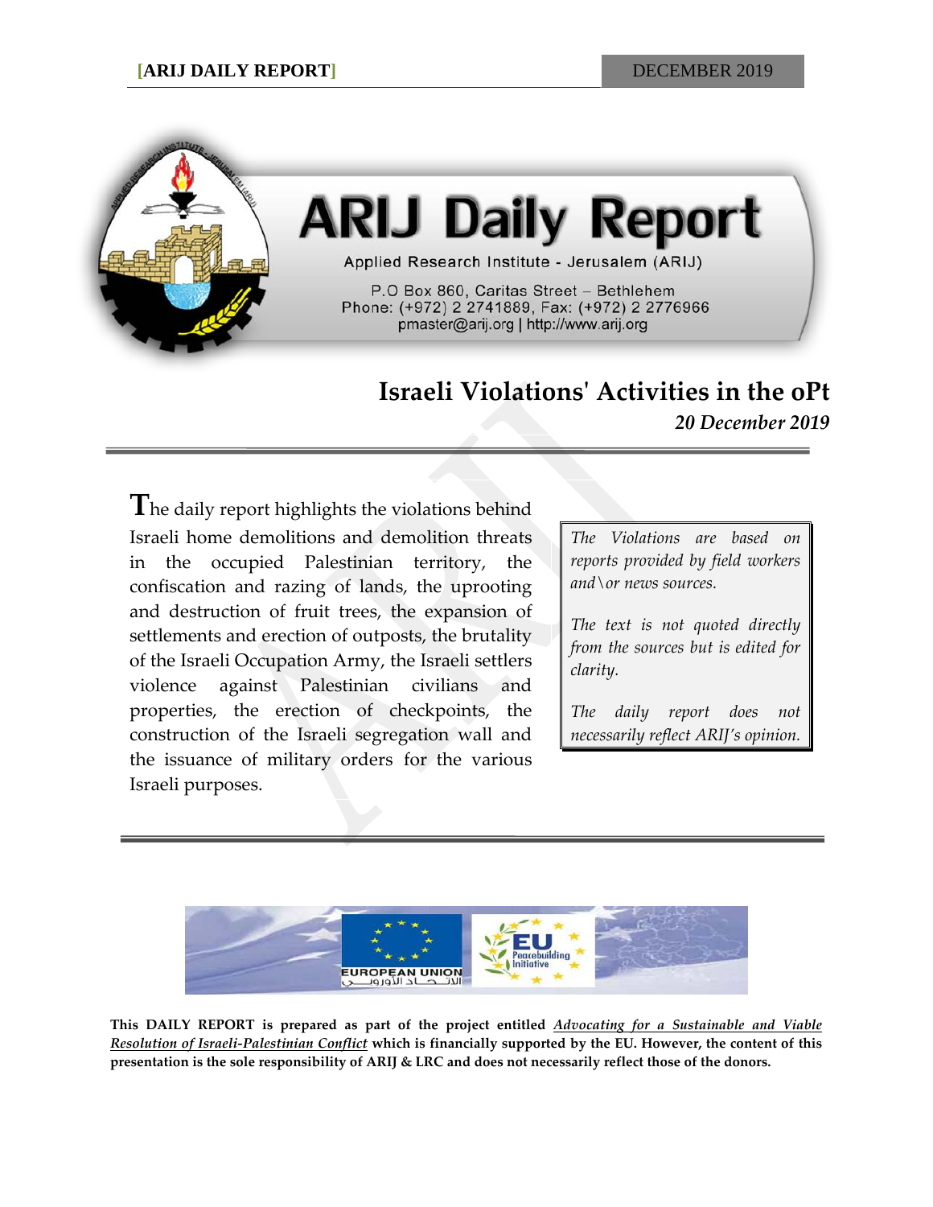# ARIJ Daily Report

Applied Research Institute - Jerusalem (ARIJ)

P.O Box 860, Caritas Street – Bethlehem
Phone: (+972) 2 2741889, Fax: (+972) 2 2776966
pmaster@arij.org | http://www.arij.org

## Israeli Violations' Activities in the oPt

***20 December 2019***

The daily report highlights the violations behind Israeli home demolitions and demolition threats in the occupied Palestinian territory, the confiscation and razing of lands, the uprooting and destruction of fruit trees, the expansion of settlements and erection of outposts, the brutality of the Israeli Occupation Army, the Israeli settlers violence against Palestinian civilians and properties, the erection of checkpoints, the construction of the Israeli segregation wall and the issuance of military orders for the various Israeli purposes.

*The Violations are based on reports provided by field workers and\or news sources.*

*The text is not quoted directly from the sources but is edited for clarity.*

*The daily report does not necessarily reflect ARIJ's opinion.*

EUROPEAN UNION

EU Peacebuilding Initiative

**This DAILY REPORT is prepared as part of the project entitled *Advocating for a Sustainable and Viable Resolution of Israeli-Palestinian Conflict* which is financially supported by the EU. However, the content of this presentation is the sole responsibility of ARIJ & LRC and does not necessarily reflect those of the donors.**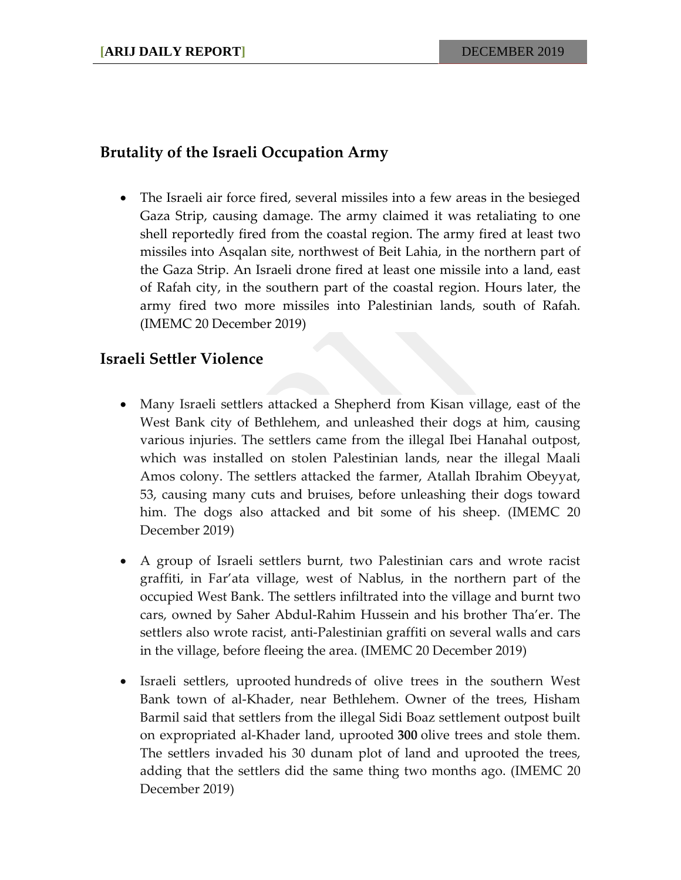## Brutality of the Israeli Occupation Army

- The Israeli air force fired, several missiles into a few areas in the besieged Gaza Strip, causing damage. The army claimed it was retaliating to one shell reportedly fired from the coastal region. The army fired at least two missiles into Asqalan site, northwest of Beit Lahia, in the northern part of the Gaza Strip. An Israeli drone fired at least one missile into a land, east of Rafah city, in the southern part of the coastal region. Hours later, the army fired two more missiles into Palestinian lands, south of Rafah. (IMEMC 20 December 2019)

## Israeli Settler Violence

- Many Israeli settlers attacked a Shepherd from Kisan village, east of the West Bank city of Bethlehem, and unleashed their dogs at him, causing various injuries. The settlers came from the illegal Ibei Hanahal outpost, which was installed on stolen Palestinian lands, near the illegal Maali Amos colony. The settlers attacked the farmer, Atallah Ibrahim Obeyyat, 53, causing many cuts and bruises, before unleashing their dogs toward him. The dogs also attacked and bit some of his sheep. (IMEMC 20 December 2019)

- A group of Israeli settlers burnt, two Palestinian cars and wrote racist graffiti, in Far'ata village, west of Nablus, in the northern part of the occupied West Bank. The settlers infiltrated into the village and burnt two cars, owned by Saher Abdul-Rahim Hussein and his brother Tha'er. The settlers also wrote racist, anti-Palestinian graffiti on several walls and cars in the village, before fleeing the area. (IMEMC 20 December 2019)

- Israeli settlers, uprooted hundreds of olive trees in the southern West Bank town of al-Khader, near Bethlehem. Owner of the trees, Hisham Barmil said that settlers from the illegal Sidi Boaz settlement outpost built on expropriated al-Khader land, uprooted **300** olive trees and stole them. The settlers invaded his 30 dunam plot of land and uprooted the trees, adding that the settlers did the same thing two months ago. (IMEMC 20 December 2019)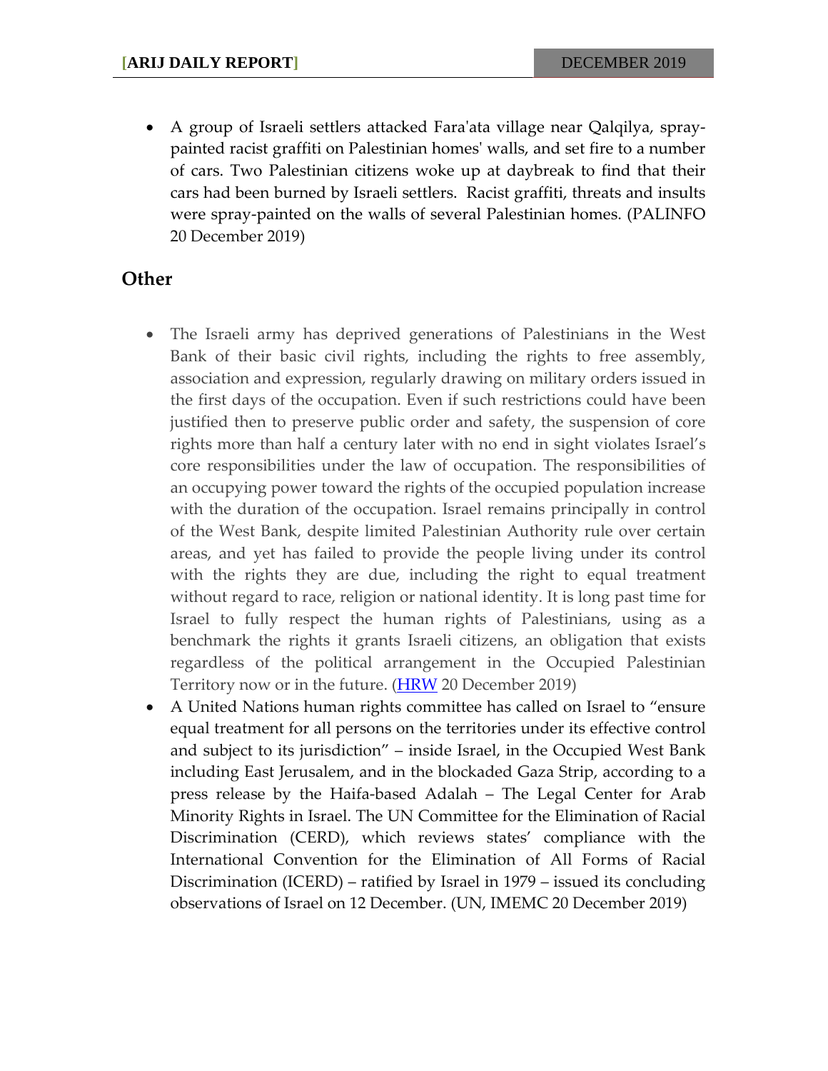- A group of Israeli settlers attacked Fara'ata village near Qalqilya, spray-painted racist graffiti on Palestinian homes' walls, and set fire to a number of cars. Two Palestinian citizens woke up at daybreak to find that their cars had been burned by Israeli settlers. Racist graffiti, threats and insults were spray-painted on the walls of several Palestinian homes. (PALINFO 20 December 2019)

## Other

- The Israeli army has deprived generations of Palestinians in the West Bank of their basic civil rights, including the rights to free assembly, association and expression, regularly drawing on military orders issued in the first days of the occupation. Even if such restrictions could have been justified then to preserve public order and safety, the suspension of core rights more than half a century later with no end in sight violates Israel's core responsibilities under the law of occupation. The responsibilities of an occupying power toward the rights of the occupied population increase with the duration of the occupation. Israel remains principally in control of the West Bank, despite limited Palestinian Authority rule over certain areas, and yet has failed to provide the people living under its control with the rights they are due, including the right to equal treatment without regard to race, religion or national identity. It is long past time for Israel to fully respect the human rights of Palestinians, using as a benchmark the rights it grants Israeli citizens, an obligation that exists regardless of the political arrangement in the Occupied Palestinian Territory now or in the future. (HRW 20 December 2019)
- A United Nations human rights committee has called on Israel to "ensure equal treatment for all persons on the territories under its effective control and subject to its jurisdiction" – inside Israel, in the Occupied West Bank including East Jerusalem, and in the blockaded Gaza Strip, according to a press release by the Haifa-based Adalah – The Legal Center for Arab Minority Rights in Israel. The UN Committee for the Elimination of Racial Discrimination (CERD), which reviews states' compliance with the International Convention for the Elimination of All Forms of Racial Discrimination (ICERD) – ratified by Israel in 1979 – issued its concluding observations of Israel on 12 December. (UN, IMEMC 20 December 2019)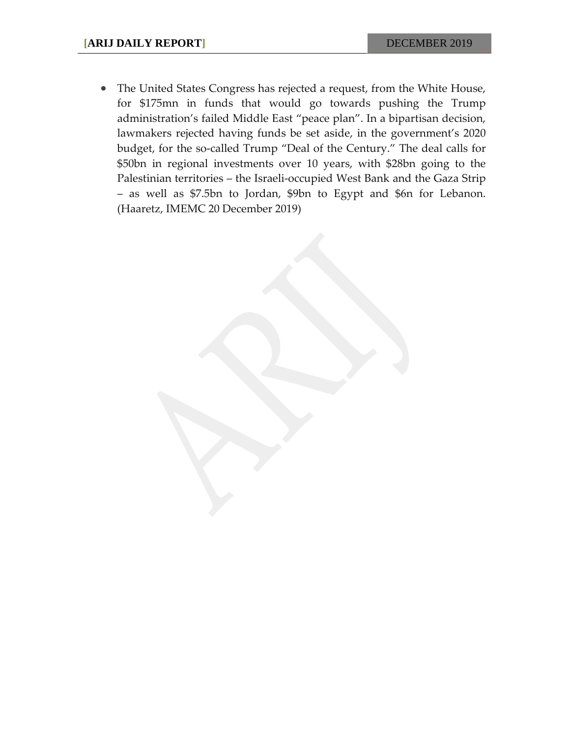- The United States Congress has rejected a request, from the White House, for $175mn in funds that would go towards pushing the Trump administration's failed Middle East "peace plan". In a bipartisan decision, lawmakers rejected having funds be set aside, in the government's 2020 budget, for the so-called Trump "Deal of the Century." The deal calls for $50bn in regional investments over 10 years, with $28bn going to the Palestinian territories – the Israeli-occupied West Bank and the Gaza Strip – as well as $7.5bn to Jordan, $9bn to Egypt and $6n for Lebanon. (Haaretz, IMEMC 20 December 2019)